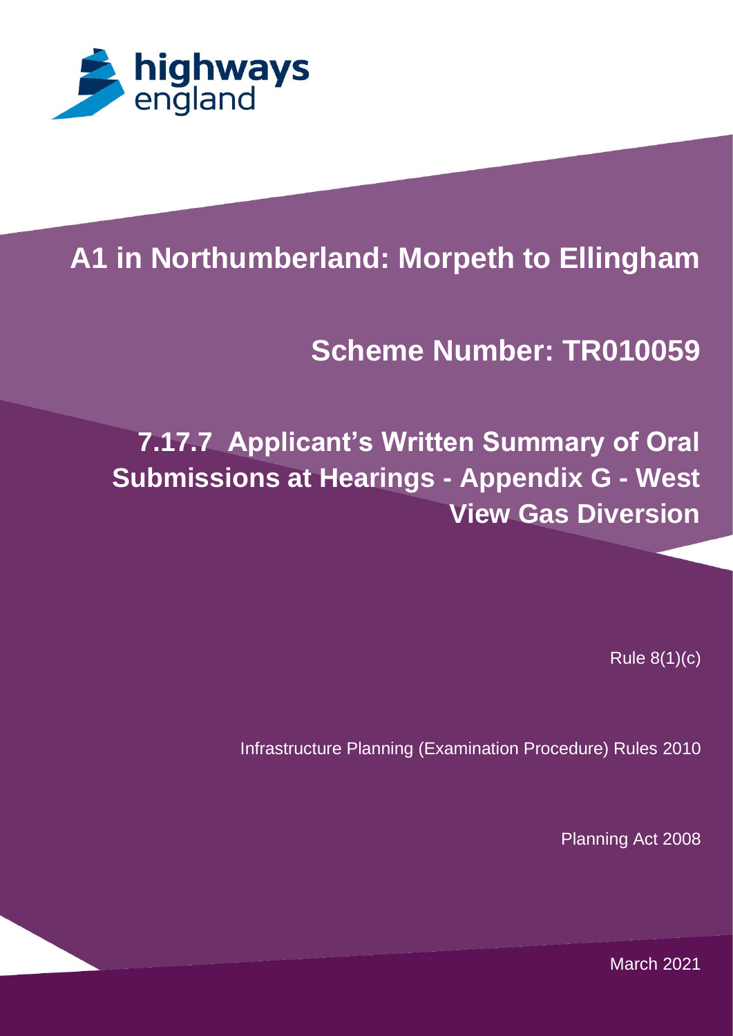highways england

# A1 in Northumberland: Morpeth to Ellingham

## Scheme Number: TR010059

## 7.17.7 Applicant's Written Summary of Oral Submissions at Hearings - Appendix G - West View Gas Diversion

Rule 8(1)(c)

Infrastructure Planning (Examination Procedure) Rules 2010

Planning Act 2008

March 2021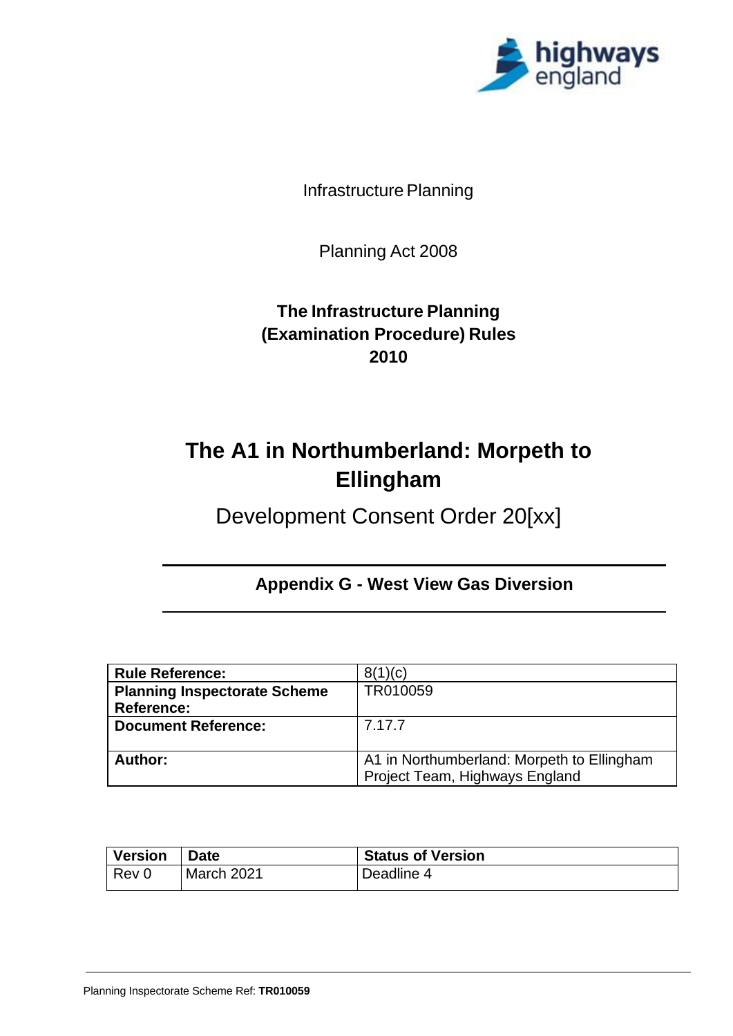Infrastructure Planning

Planning Act 2008

**The Infrastructure Planning (Examination Procedure) Rules 2010**

# The A1 in Northumberland: Morpeth to Ellingham

## Development Consent Order 20[xx]

### Appendix G - West View Gas Diversion

| **Rule Reference:** | 8(1)(c) |
|---|---|
| **Planning Inspectorate Scheme Reference:** | TR010059 |
| **Document Reference:** | 7.17.7 |
| **Author:** | A1 in Northumberland: Morpeth to Ellingham Project Team, Highways England |

| **Version** | **Date** | **Status of Version** |
|---|---|---|
| Rev 0 | March 2021 | Deadline 4 |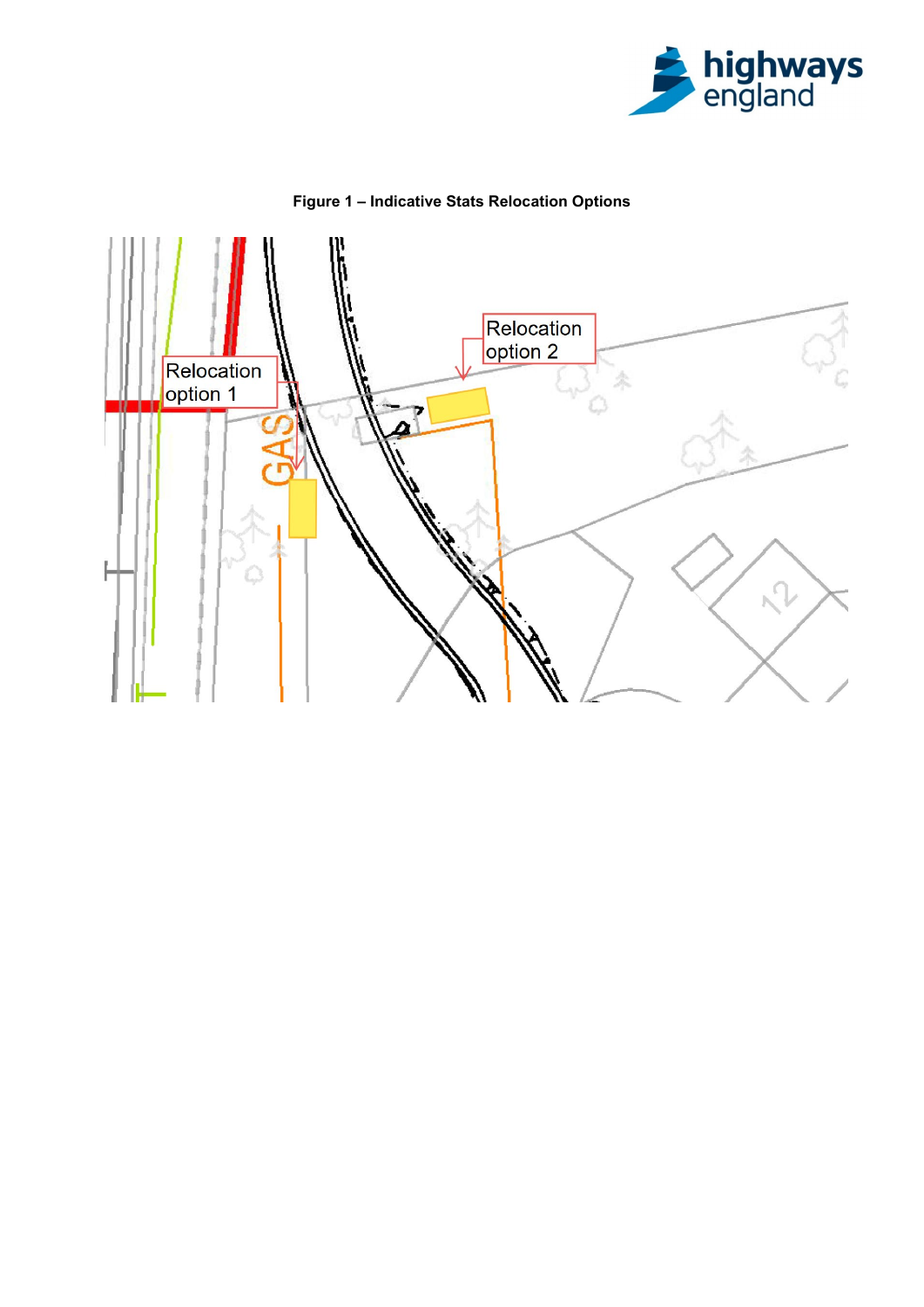**Figure 1 – Indicative Stats Relocation Options**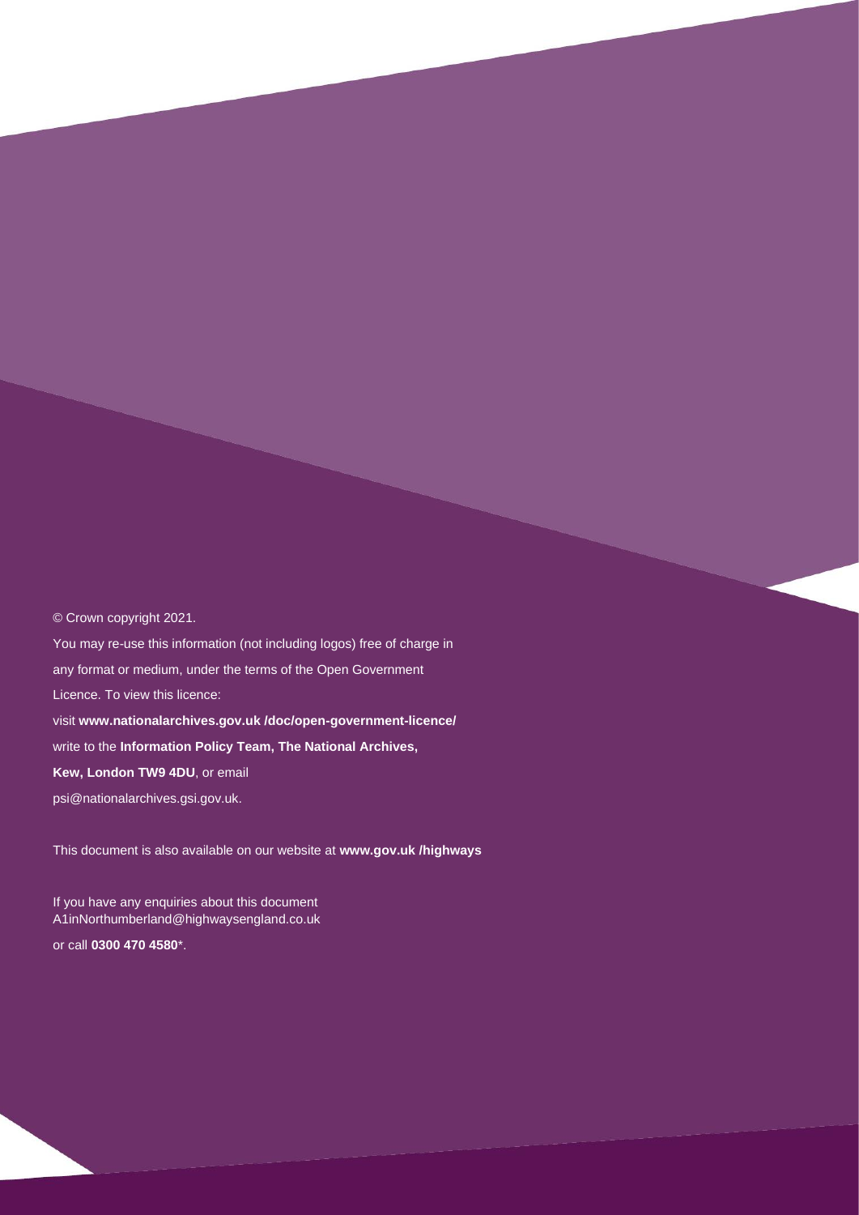© Crown copyright 2021.

You may re-use this information (not including logos) free of charge in any format or medium, under the terms of the Open Government Licence. To view this licence:

visit **www.nationalarchives.gov.uk /doc/open-government-licence/**

write to the **Information Policy Team, The National Archives, Kew, London TW9 4DU**, or email psi@nationalarchives.gsi.gov.uk.

This document is also available on our website at **www.gov.uk /highways**

If you have any enquiries about this document A1inNorthumberland@highwaysengland.co.uk

or call **0300 470 4580***.